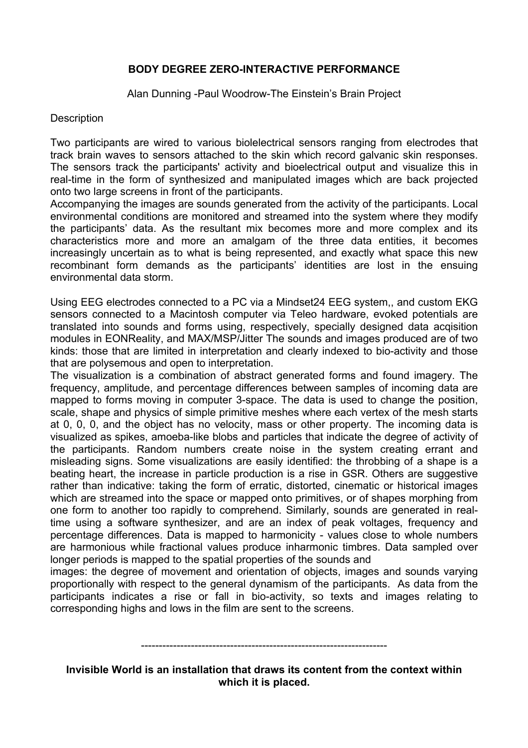**BODY DEGREE ZERO-INTERACTIVE PERFORMANCE**

Alan Dunning -Paul Woodrow-The Einstein's Brain Project

Description

Two participants are wired to various biolelectrical sensors ranging from electrodes that track brain waves to sensors attached to the skin which record galvanic skin responses. The sensors track the participants' activity and bioelectrical output and visualize this in real-time in the form of synthesized and manipulated images which are back projected onto two large screens in front of the participants.
Accompanying the images are sounds generated from the activity of the participants. Local environmental conditions are monitored and streamed into the system where they modify the participants' data. As the resultant mix becomes more and more complex and its characteristics more and more an amalgam of the three data entities, it becomes increasingly uncertain as to what is being represented, and exactly what space this new recombinant form demands as the participants' identities are lost in the ensuing environmental data storm.

Using EEG electrodes connected to a PC via a Mindset24 EEG system,, and custom EKG sensors connected to a Macintosh computer via Teleo hardware, evoked potentials are translated into sounds and forms using, respectively, specially designed data acqisition modules in EONReality, and MAX/MSP/Jitter The sounds and images produced are of two kinds: those that are limited in interpretation and clearly indexed to bio-activity and those that are polysemous and open to interpretation.
The visualization is a combination of abstract generated forms and found imagery. The frequency, amplitude, and percentage differences between samples of incoming data are mapped to forms moving in computer 3-space. The data is used to change the position, scale, shape and physics of simple primitive meshes where each vertex of the mesh starts at 0, 0, 0, and the object has no velocity, mass or other property. The incoming data is visualized as spikes, amoeba-like blobs and particles that indicate the degree of activity of the participants. Random numbers create noise in the system creating errant and misleading signs. Some visualizations are easily identified: the throbbing of a shape is a beating heart, the increase in particle production is a rise in GSR. Others are suggestive rather than indicative: taking the form of erratic, distorted, cinematic or historical images which are streamed into the space or mapped onto primitives, or of shapes morphing from one form to another too rapidly to comprehend. Similarly, sounds are generated in real-time using a software synthesizer, and are an index of peak voltages, frequency and percentage differences. Data is mapped to harmonicity - values close to whole numbers are harmonious while fractional values produce inharmonic timbres. Data sampled over longer periods is mapped to the spatial properties of the sounds and images: the degree of movement and orientation of objects, images and sounds varying proportionally with respect to the general dynamism of the participants. As data from the participants indicates a rise or fall in bio-activity, so texts and images relating to corresponding highs and lows in the film are sent to the screens.

---

**Invisible World is an installation that draws its content from the context within which it is placed.**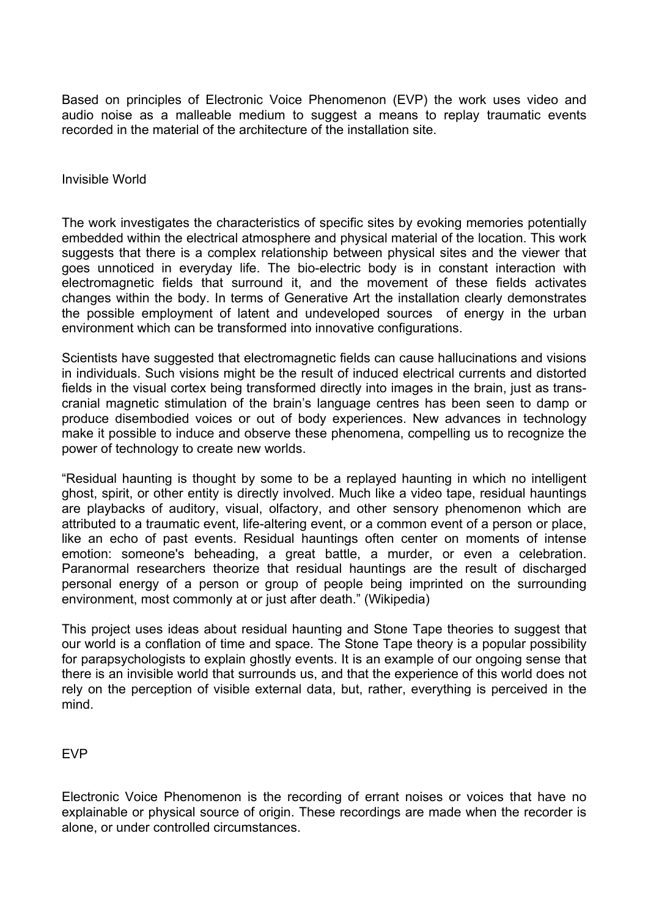Based on principles of Electronic Voice Phenomenon (EVP) the work uses video and audio noise as a malleable medium to suggest a means to replay traumatic events recorded in the material of the architecture of the installation site.

## Invisible World

The work investigates the characteristics of specific sites by evoking memories potentially embedded within the electrical atmosphere and physical material of the location. This work suggests that there is a complex relationship between physical sites and the viewer that goes unnoticed in everyday life. The bio-electric body is in constant interaction with electromagnetic fields that surround it, and the movement of these fields activates changes within the body. In terms of Generative Art the installation clearly demonstrates the possible employment of latent and undeveloped sources of energy in the urban environment which can be transformed into innovative configurations.

Scientists have suggested that electromagnetic fields can cause hallucinations and visions in individuals. Such visions might be the result of induced electrical currents and distorted fields in the visual cortex being transformed directly into images in the brain, just as trans-cranial magnetic stimulation of the brain's language centres has been seen to damp or produce disembodied voices or out of body experiences. New advances in technology make it possible to induce and observe these phenomena, compelling us to recognize the power of technology to create new worlds.

"Residual haunting is thought by some to be a replayed haunting in which no intelligent ghost, spirit, or other entity is directly involved. Much like a video tape, residual hauntings are playbacks of auditory, visual, olfactory, and other sensory phenomenon which are attributed to a traumatic event, life-altering event, or a common event of a person or place, like an echo of past events. Residual hauntings often center on moments of intense emotion: someone's beheading, a great battle, a murder, or even a celebration. Paranormal researchers theorize that residual hauntings are the result of discharged personal energy of a person or group of people being imprinted on the surrounding environment, most commonly at or just after death." (Wikipedia)

This project uses ideas about residual haunting and Stone Tape theories to suggest that our world is a conflation of time and space. The Stone Tape theory is a popular possibility for parapsychologists to explain ghostly events. It is an example of our ongoing sense that there is an invisible world that surrounds us, and that the experience of this world does not rely on the perception of visible external data, but, rather, everything is perceived in the mind.

## EVP

Electronic Voice Phenomenon is the recording of errant noises or voices that have no explainable or physical source of origin. These recordings are made when the recorder is alone, or under controlled circumstances.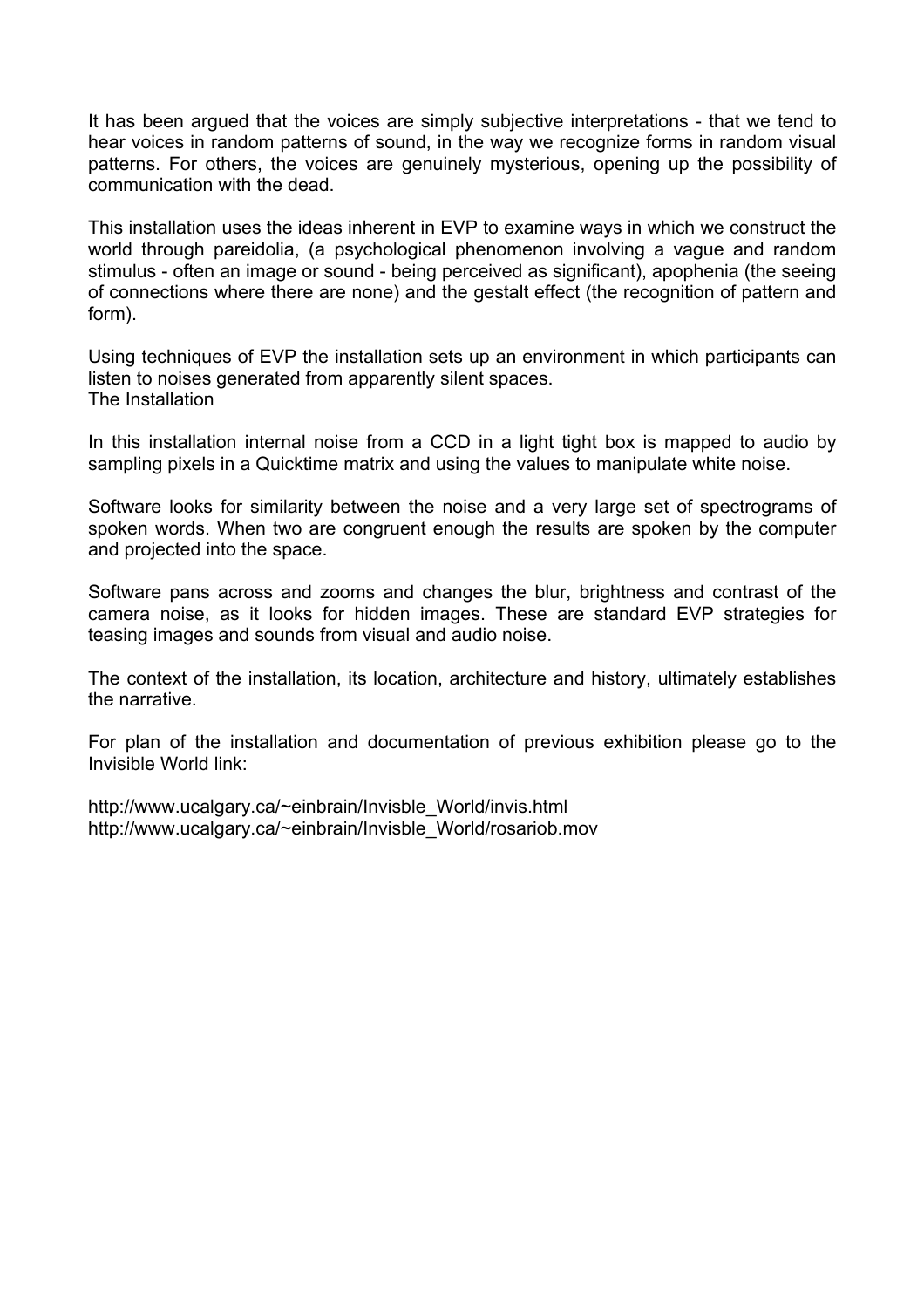It has been argued that the voices are simply subjective interpretations - that we tend to hear voices in random patterns of sound, in the way we recognize forms in random visual patterns. For others, the voices are genuinely mysterious, opening up the possibility of communication with the dead.

This installation uses the ideas inherent in EVP to examine ways in which we construct the world through pareidolia, (a psychological phenomenon involving a vague and random stimulus - often an image or sound - being perceived as significant), apophenia (the seeing of connections where there are none) and the gestalt effect (the recognition of pattern and form).

Using techniques of EVP the installation sets up an environment in which participants can listen to noises generated from apparently silent spaces.

## The Installation

In this installation internal noise from a CCD in a light tight box is mapped to audio by sampling pixels in a Quicktime matrix and using the values to manipulate white noise.

Software looks for similarity between the noise and a very large set of spectrograms of spoken words. When two are congruent enough the results are spoken by the computer and projected into the space.

Software pans across and zooms and changes the blur, brightness and contrast of the camera noise, as it looks for hidden images. These are standard EVP strategies for teasing images and sounds from visual and audio noise.

The context of the installation, its location, architecture and history, ultimately establishes the narrative.

For plan of the installation and documentation of previous exhibition please go to the Invisible World link:

http://www.ucalgary.ca/~einbrain/Invisble_World/invis.html
http://www.ucalgary.ca/~einbrain/Invisble_World/rosariob.mov